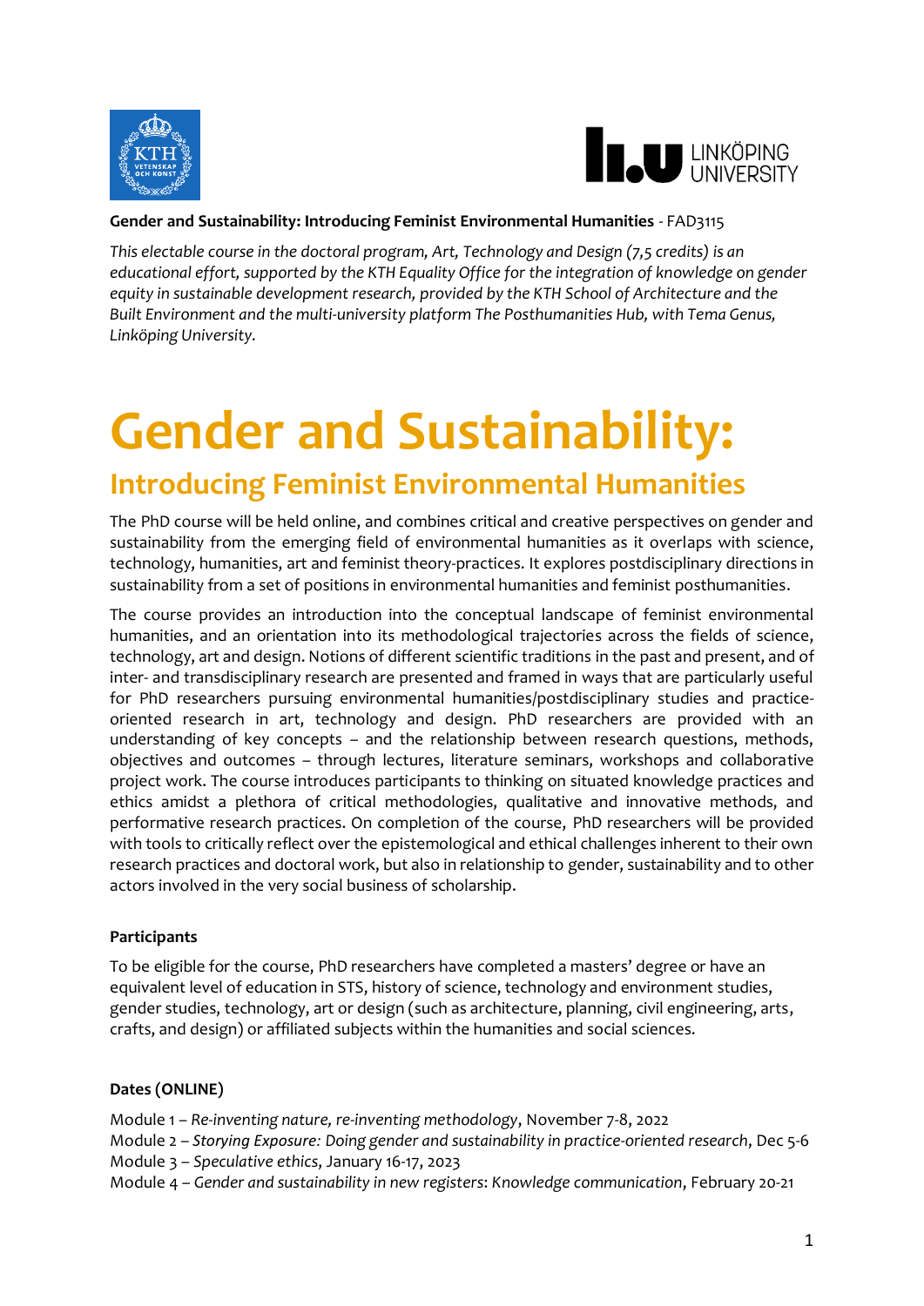**Gender and Sustainability: Introducing Feminist Environmental Humanities** - FAD3115

*This electable course in the doctoral program, Art, Technology and Design (7,5 credits) is an educational effort, supported by the KTH Equality Office for the integration of knowledge on gender equity in sustainable development research, provided by the KTH School of Architecture and the Built Environment and the multi-university platform The Posthumanities Hub, with Tema Genus, Linköping University.*

# Gender and Sustainability:

## Introducing Feminist Environmental Humanities

The PhD course will be held online, and combines critical and creative perspectives on gender and sustainability from the emerging field of environmental humanities as it overlaps with science, technology, humanities, art and feminist theory-practices. It explores postdisciplinary directions in sustainability from a set of positions in environmental humanities and feminist posthumanities.

The course provides an introduction into the conceptual landscape of feminist environmental humanities, and an orientation into its methodological trajectories across the fields of science, technology, art and design. Notions of different scientific traditions in the past and present, and of inter- and transdisciplinary research are presented and framed in ways that are particularly useful for PhD researchers pursuing environmental humanities/postdisciplinary studies and practice-oriented research in art, technology and design. PhD researchers are provided with an understanding of key concepts – and the relationship between research questions, methods, objectives and outcomes – through lectures, literature seminars, workshops and collaborative project work. The course introduces participants to thinking on situated knowledge practices and ethics amidst a plethora of critical methodologies, qualitative and innovative methods, and performative research practices. On completion of the course, PhD researchers will be provided with tools to critically reflect over the epistemological and ethical challenges inherent to their own research practices and doctoral work, but also in relationship to gender, sustainability and to other actors involved in the very social business of scholarship.

**Participants**

To be eligible for the course, PhD researchers have completed a masters' degree or have an equivalent level of education in STS, history of science, technology and environment studies, gender studies, technology, art or design (such as architecture, planning, civil engineering, arts, crafts, and design) or affiliated subjects within the humanities and social sciences.

**Dates (ONLINE)**

Module 1 – *Re-inventing nature, re-inventing methodology*, November 7-8, 2022
Module 2 – *Storying Exposure: Doing gender and sustainability in practice-oriented research*, Dec 5-6
Module 3 – *Speculative ethics*, January 16-17, 2023
Module 4 – *Gender and sustainability in new registers*: Knowledge communication, February 20-21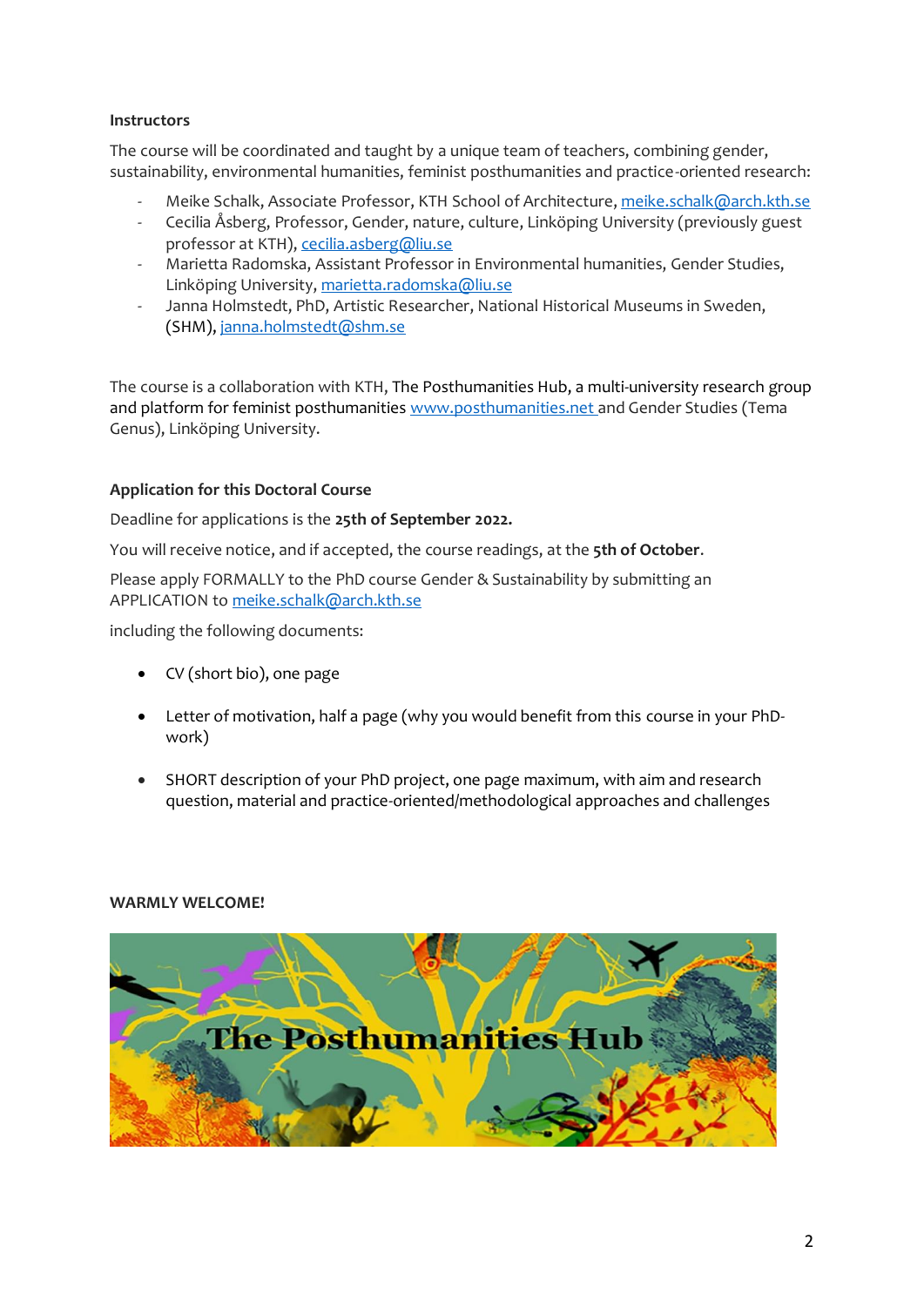**Instructors**

The course will be coordinated and taught by a unique team of teachers, combining gender, sustainability, environmental humanities, feminist posthumanities and practice-oriented research:

- Meike Schalk, Associate Professor, KTH School of Architecture, meike.schalk@arch.kth.se
- Cecilia Åsberg, Professor, Gender, nature, culture, Linköping University (previously guest professor at KTH), cecilia.asberg@liu.se
- Marietta Radomska, Assistant Professor in Environmental humanities, Gender Studies, Linköping University, marietta.radomska@liu.se
- Janna Holmstedt, PhD, Artistic Researcher, National Historical Museums in Sweden, (SHM), janna.holmstedt@shm.se

The course is a collaboration with KTH, The Posthumanities Hub, a multi-university research group and platform for feminist posthumanities www.posthumanities.net and Gender Studies (Tema Genus), Linköping University.

**Application for this Doctoral Course**

Deadline for applications is the **25th of September 2022.**

You will receive notice, and if accepted, the course readings, at the **5th of October**.

Please apply FORMALLY to the PhD course Gender & Sustainability by submitting an APPLICATION to meike.schalk@arch.kth.se

including the following documents:

- CV (short bio), one page
- Letter of motivation, half a page (why you would benefit from this course in your PhD-work)
- SHORT description of your PhD project, one page maximum, with aim and research question, material and practice-oriented/methodological approaches and challenges

**WARMLY WELCOME!**

The Posthumanities Hub